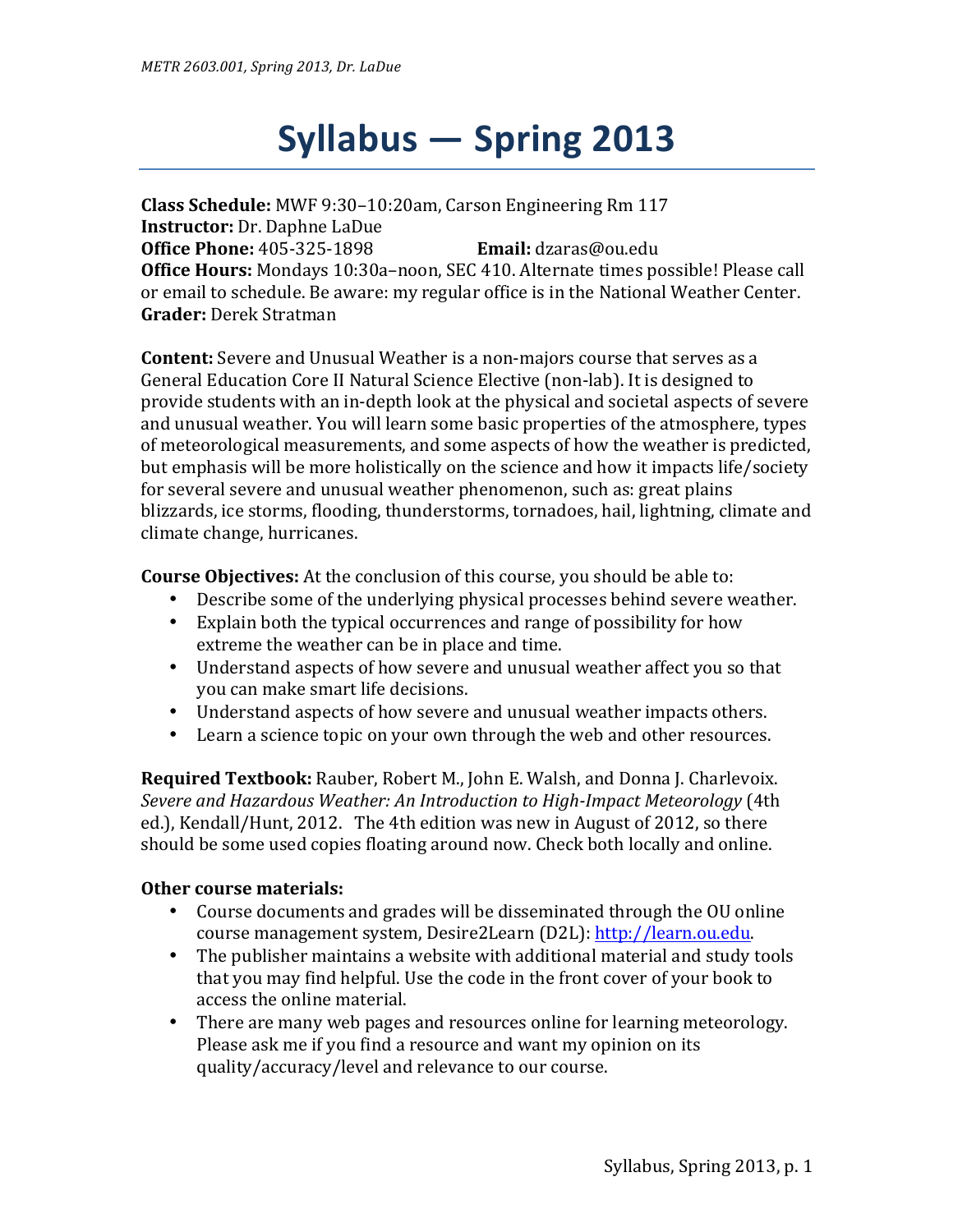# Syllabus — Spring 2013

**Class Schedule:** MWF 9:30–10:20am, Carson Engineering Rm 117
**Instructor:** Dr. Daphne LaDue
**Office Phone:** 405-325-1898 **Email:** dzaras@ou.edu
**Office Hours:** Mondays 10:30a–noon, SEC 410. Alternate times possible! Please call or email to schedule. Be aware: my regular office is in the National Weather Center.
**Grader:** Derek Stratman

**Content:** Severe and Unusual Weather is a non-majors course that serves as a General Education Core II Natural Science Elective (non-lab). It is designed to provide students with an in-depth look at the physical and societal aspects of severe and unusual weather. You will learn some basic properties of the atmosphere, types of meteorological measurements, and some aspects of how the weather is predicted, but emphasis will be more holistically on the science and how it impacts life/society for several severe and unusual weather phenomenon, such as: great plains blizzards, ice storms, flooding, thunderstorms, tornadoes, hail, lightning, climate and climate change, hurricanes.

**Course Objectives:** At the conclusion of this course, you should be able to:

- Describe some of the underlying physical processes behind severe weather.
- Explain both the typical occurrences and range of possibility for how extreme the weather can be in place and time.
- Understand aspects of how severe and unusual weather affect you so that you can make smart life decisions.
- Understand aspects of how severe and unusual weather impacts others.
- Learn a science topic on your own through the web and other resources.

**Required Textbook:** Rauber, Robert M., John E. Walsh, and Donna J. Charlevoix. *Severe and Hazardous Weather: An Introduction to High-Impact Meteorology* (4th ed.), Kendall/Hunt, 2012. The 4th edition was new in August of 2012, so there should be some used copies floating around now. Check both locally and online.

**Other course materials:**

- Course documents and grades will be disseminated through the OU online course management system, Desire2Learn (D2L): [http://learn.ou.edu](http://learn.ou.edu).
- The publisher maintains a website with additional material and study tools that you may find helpful. Use the code in the front cover of your book to access the online material.
- There are many web pages and resources online for learning meteorology. Please ask me if you find a resource and want my opinion on its quality/accuracy/level and relevance to our course.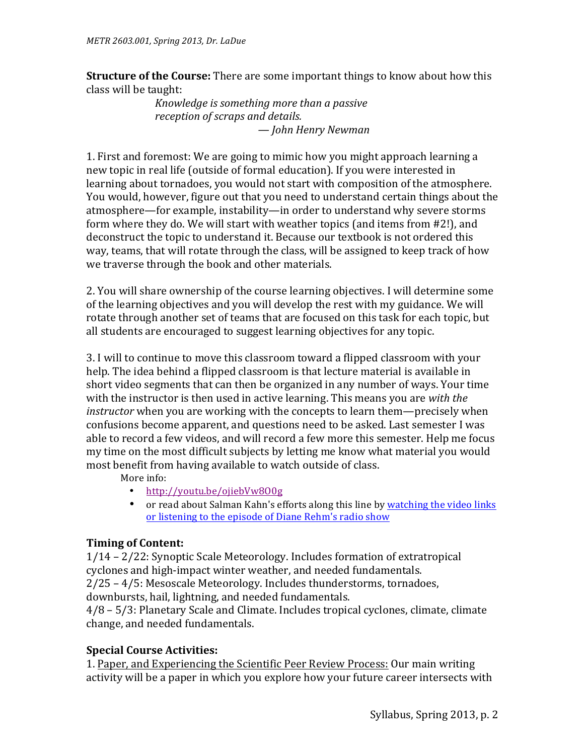**Structure of the Course:** There are some important things to know about how this class will be taught:

> *Knowledge is something more than a passive reception of scraps and details.*
> *— John Henry Newman*

1. First and foremost: We are going to mimic how you might approach learning a new topic in real life (outside of formal education). If you were interested in learning about tornadoes, you would not start with composition of the atmosphere. You would, however, figure out that you need to understand certain things about the atmosphere—for example, instability—in order to understand why severe storms form where they do. We will start with weather topics (and items from #2!), and deconstruct the topic to understand it. Because our textbook is not ordered this way, teams, that will rotate through the class, will be assigned to keep track of how we traverse through the book and other materials.

2. You will share ownership of the course learning objectives. I will determine some of the learning objectives and you will develop the rest with my guidance. We will rotate through another set of teams that are focused on this task for each topic, but all students are encouraged to suggest learning objectives for any topic.

3. I will to continue to move this classroom toward a flipped classroom with your help. The idea behind a flipped classroom is that lecture material is available in short video segments that can then be organized in any number of ways. Your time with the instructor is then used in active learning. This means you are *with the instructor* when you are working with the concepts to learn them—precisely when confusions become apparent, and questions need to be asked. Last semester I was able to record a few videos, and will record a few more this semester. Help me focus my time on the most difficult subjects by letting me know what material you would most benefit from having available to watch outside of class.

More info:

- http://youtu.be/ojiebVw8O0g
- or read about Salman Kahn's efforts along this line by watching the video links or listening to the episode of Diane Rehm's radio show

## Timing of Content:

1/14 – 2/22: Synoptic Scale Meteorology. Includes formation of extratropical cyclones and high-impact winter weather, and needed fundamentals.
2/25 – 4/5: Mesoscale Meteorology. Includes thunderstorms, tornadoes, downbursts, hail, lightning, and needed fundamentals.
4/8 – 5/3: Planetary Scale and Climate. Includes tropical cyclones, climate, climate change, and needed fundamentals.

## Special Course Activities:

1. Paper, and Experiencing the Scientific Peer Review Process: Our main writing activity will be a paper in which you explore how your future career intersects with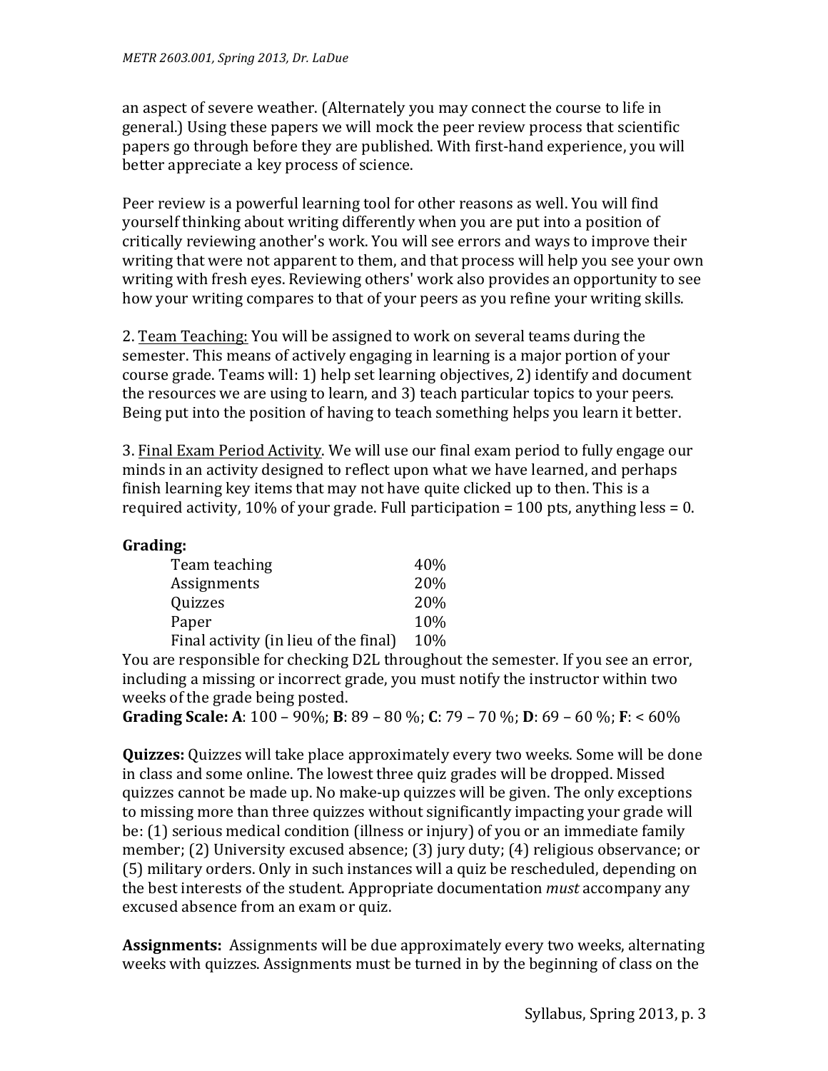an aspect of severe weather. (Alternately you may connect the course to life in general.) Using these papers we will mock the peer review process that scientific papers go through before they are published. With first-hand experience, you will better appreciate a key process of science.

Peer review is a powerful learning tool for other reasons as well. You will find yourself thinking about writing differently when you are put into a position of critically reviewing another's work. You will see errors and ways to improve their writing that were not apparent to them, and that process will help you see your own writing with fresh eyes. Reviewing others' work also provides an opportunity to see how your writing compares to that of your peers as you refine your writing skills.

2. <u>Team Teaching:</u> You will be assigned to work on several teams during the semester. This means of actively engaging in learning is a major portion of your course grade. Teams will: 1) help set learning objectives, 2) identify and document the resources we are using to learn, and 3) teach particular topics to your peers. Being put into the position of having to teach something helps you learn it better.

3. <u>Final Exam Period Activity</u>. We will use our final exam period to fully engage our minds in an activity designed to reflect upon what we have learned, and perhaps finish learning key items that may not have quite clicked up to then. This is a required activity, 10% of your grade. Full participation = 100 pts, anything less = 0.

**Grading:**

| Component | Weight |
|---|---|
| Team teaching | 40% |
| Assignments | 20% |
| Quizzes | 20% |
| Paper | 10% |
| Final activity (in lieu of the final) | 10% |

You are responsible for checking D2L throughout the semester. If you see an error, including a missing or incorrect grade, you must notify the instructor within two weeks of the grade being posted.

**Grading Scale: A**: 100 – 90%; **B**: 89 – 80 %; **C**: 79 – 70 %; **D**: 69 – 60 %; **F**: < 60%

**Quizzes:** Quizzes will take place approximately every two weeks. Some will be done in class and some online. The lowest three quiz grades will be dropped. Missed quizzes cannot be made up. No make-up quizzes will be given. The only exceptions to missing more than three quizzes without significantly impacting your grade will be: (1) serious medical condition (illness or injury) of you or an immediate family member; (2) University excused absence; (3) jury duty; (4) religious observance; or (5) military orders. Only in such instances will a quiz be rescheduled, depending on the best interests of the student. Appropriate documentation *must* accompany any excused absence from an exam or quiz.

**Assignments:** Assignments will be due approximately every two weeks, alternating weeks with quizzes. Assignments must be turned in by the beginning of class on the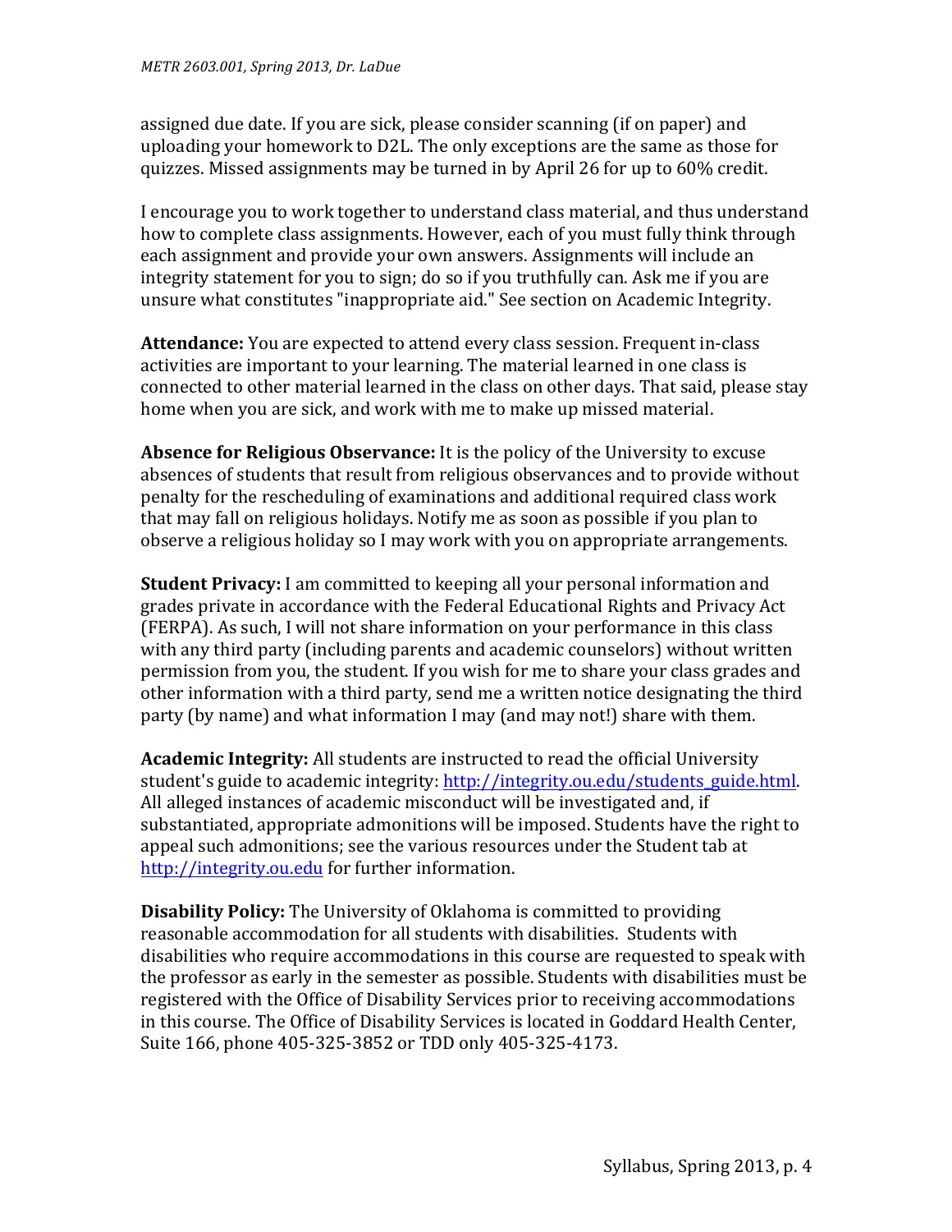assigned due date. If you are sick, please consider scanning (if on paper) and uploading your homework to D2L. The only exceptions are the same as those for quizzes. Missed assignments may be turned in by April 26 for up to 60% credit.

I encourage you to work together to understand class material, and thus understand how to complete class assignments. However, each of you must fully think through each assignment and provide your own answers. Assignments will include an integrity statement for you to sign; do so if you truthfully can. Ask me if you are unsure what constitutes "inappropriate aid." See section on Academic Integrity.

**Attendance:** You are expected to attend every class session. Frequent in-class activities are important to your learning. The material learned in one class is connected to other material learned in the class on other days. That said, please stay home when you are sick, and work with me to make up missed material.

**Absence for Religious Observance:** It is the policy of the University to excuse absences of students that result from religious observances and to provide without penalty for the rescheduling of examinations and additional required class work that may fall on religious holidays. Notify me as soon as possible if you plan to observe a religious holiday so I may work with you on appropriate arrangements.

**Student Privacy:** I am committed to keeping all your personal information and grades private in accordance with the Federal Educational Rights and Privacy Act (FERPA). As such, I will not share information on your performance in this class with any third party (including parents and academic counselors) without written permission from you, the student. If you wish for me to share your class grades and other information with a third party, send me a written notice designating the third party (by name) and what information I may (and may not!) share with them.

**Academic Integrity:** All students are instructed to read the official University student's guide to academic integrity: http://integrity.ou.edu/students_guide.html. All alleged instances of academic misconduct will be investigated and, if substantiated, appropriate admonitions will be imposed. Students have the right to appeal such admonitions; see the various resources under the Student tab at http://integrity.ou.edu for further information.

**Disability Policy:** The University of Oklahoma is committed to providing reasonable accommodation for all students with disabilities. Students with disabilities who require accommodations in this course are requested to speak with the professor as early in the semester as possible. Students with disabilities must be registered with the Office of Disability Services prior to receiving accommodations in this course. The Office of Disability Services is located in Goddard Health Center, Suite 166, phone 405-325-3852 or TDD only 405-325-4173.